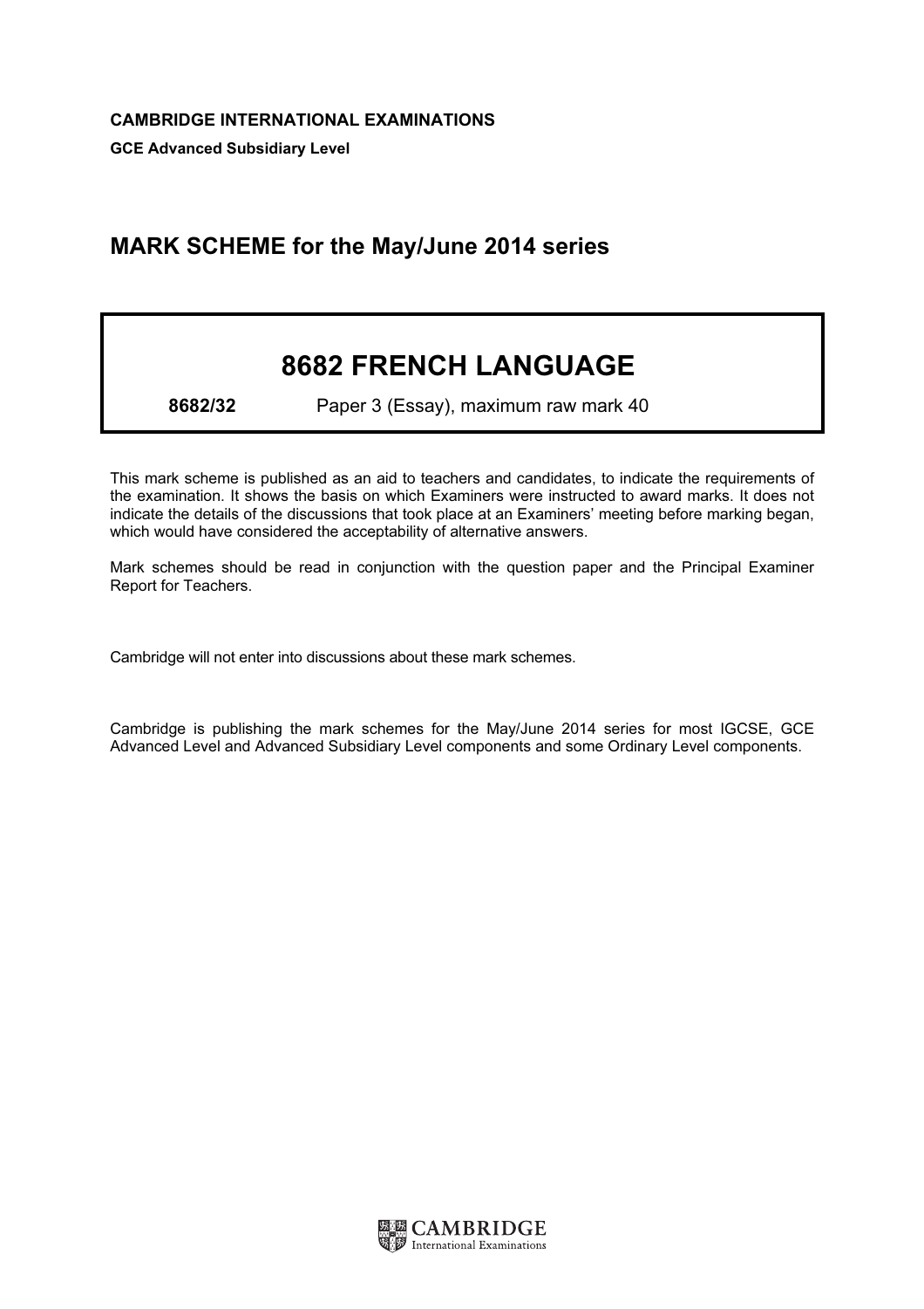**CAMBRIDGE INTERNATIONAL EXAMINATIONS**

**GCE Advanced Subsidiary Level**

## MARK SCHEME for the May/June 2014 series

# 8682 FRENCH LANGUAGE

**8682/32** Paper 3 (Essay), maximum raw mark 40

This mark scheme is published as an aid to teachers and candidates, to indicate the requirements of the examination. It shows the basis on which Examiners were instructed to award marks. It does not indicate the details of the discussions that took place at an Examiners' meeting before marking began, which would have considered the acceptability of alternative answers.

Mark schemes should be read in conjunction with the question paper and the Principal Examiner Report for Teachers.

Cambridge will not enter into discussions about these mark schemes.

Cambridge is publishing the mark schemes for the May/June 2014 series for most IGCSE, GCE Advanced Level and Advanced Subsidiary Level components and some Ordinary Level components.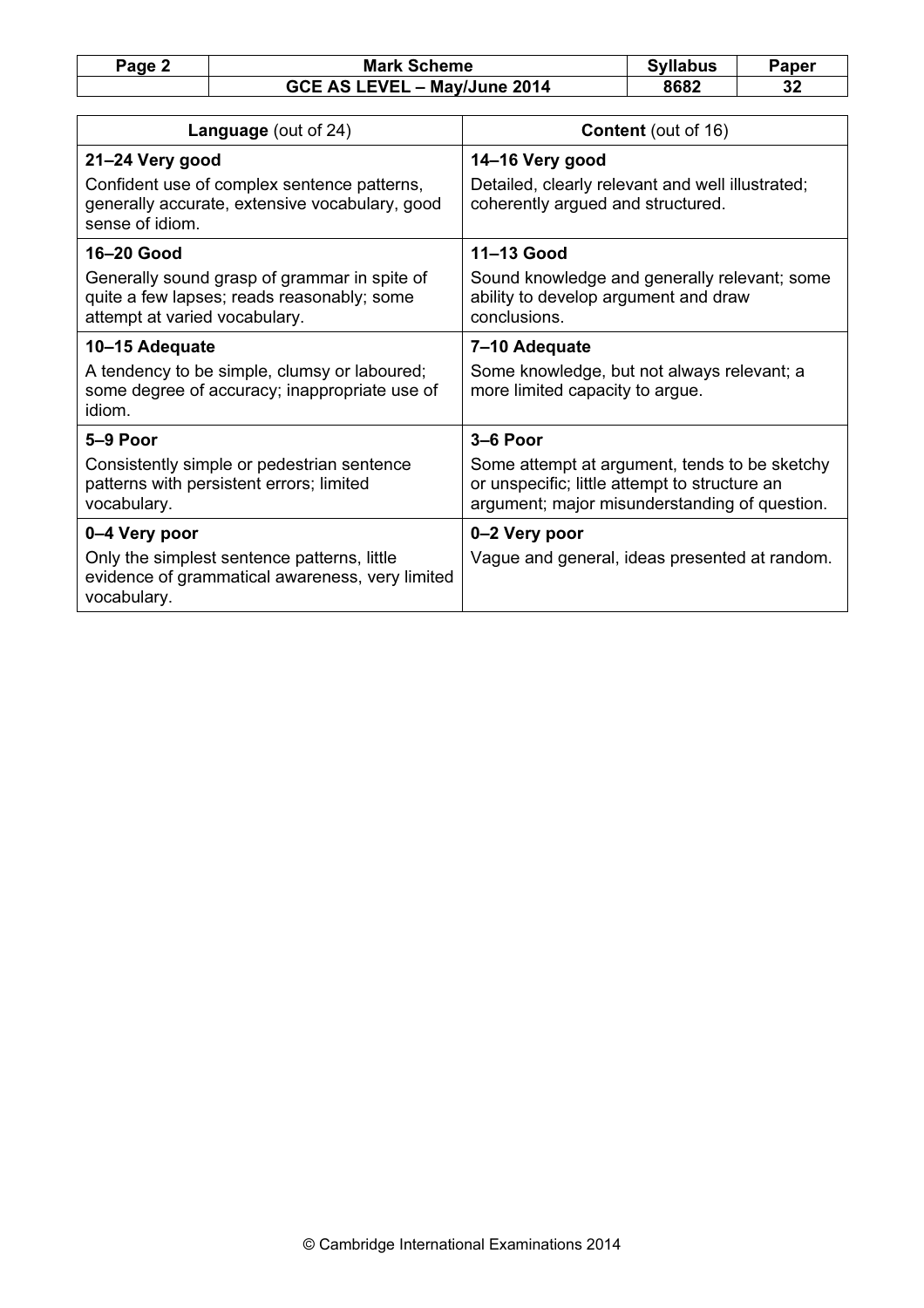| **Language** (out of 24) | **Content** (out of 16) |
|---|---|
| **21–24 Very good**<br>Confident use of complex sentence patterns, generally accurate, extensive vocabulary, good sense of idiom. | **14–16 Very good**<br>Detailed, clearly relevant and well illustrated; coherently argued and structured. |
| **16–20 Good**<br>Generally sound grasp of grammar in spite of quite a few lapses; reads reasonably; some attempt at varied vocabulary. | **11–13 Good**<br>Sound knowledge and generally relevant; some ability to develop argument and draw conclusions. |
| **10–15 Adequate**<br>A tendency to be simple, clumsy or laboured; some degree of accuracy; inappropriate use of idiom. | **7–10 Adequate**<br>Some knowledge, but not always relevant; a more limited capacity to argue. |
| **5–9 Poor**<br>Consistently simple or pedestrian sentence patterns with persistent errors; limited vocabulary. | **3–6 Poor**<br>Some attempt at argument, tends to be sketchy or unspecific; little attempt to structure an argument; major misunderstanding of question. |
| **0–4 Very poor**<br>Only the simplest sentence patterns, little evidence of grammatical awareness, very limited vocabulary. | **0–2 Very poor**<br>Vague and general, ideas presented at random. |